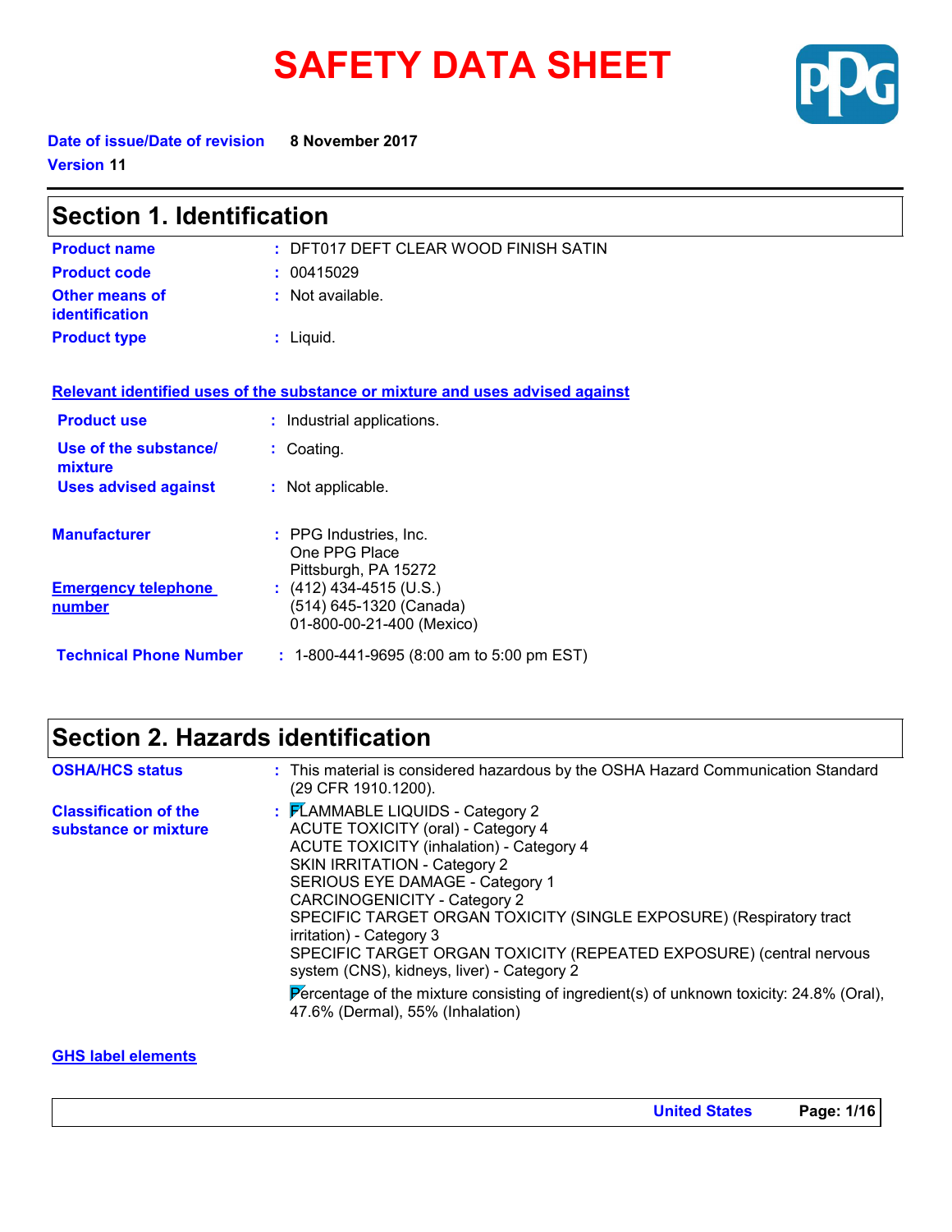# SAFETY DATA SHEET

**Date of issue/Date of revision** 8 November 2017

**Version** 11

## Section 1. Identification

| | | |
|---|---|---|
| **Product name** | : | DFT017 DEFT CLEAR WOOD FINISH SATIN |
| **Product code** | : | 00415029 |
| **Other means of identification** | : | Not available. |
| **Product type** | : | Liquid. |

**Relevant identified uses of the substance or mixture and uses advised against**

| | | |
|---|---|---|
| **Product use** | : | Industrial applications. |
| **Use of the substance/ mixture** | : | Coating. |
| **Uses advised against** | : | Not applicable. |

| | | |
|---|---|---|
| **Manufacturer** | : | PPG Industries, Inc.<br>One PPG Place<br>Pittsburgh, PA 15272 |
| **Emergency telephone number** | : | (412) 434-4515 (U.S.)<br>(514) 645-1320 (Canada)<br>01-800-00-21-400 (Mexico) |
| **Technical Phone Number** | : | 1-800-441-9695 (8:00 am to 5:00 pm EST) |

## Section 2. Hazards identification

**OSHA/HCS status** : This material is considered hazardous by the OSHA Hazard Communication Standard (29 CFR 1910.1200).

**Classification of the substance or mixture** :

FLAMMABLE LIQUIDS - Category 2
ACUTE TOXICITY (oral) - Category 4
ACUTE TOXICITY (inhalation) - Category 4
SKIN IRRITATION - Category 2
SERIOUS EYE DAMAGE - Category 1
CARCINOGENICITY - Category 2
SPECIFIC TARGET ORGAN TOXICITY (SINGLE EXPOSURE) (Respiratory tract irritation) - Category 3
SPECIFIC TARGET ORGAN TOXICITY (REPEATED EXPOSURE) (central nervous system (CNS), kidneys, liver) - Category 2

Percentage of the mixture consisting of ingredient(s) of unknown toxicity: 24.8% (Oral), 47.6% (Dermal), 55% (Inhalation)

**GHS label elements**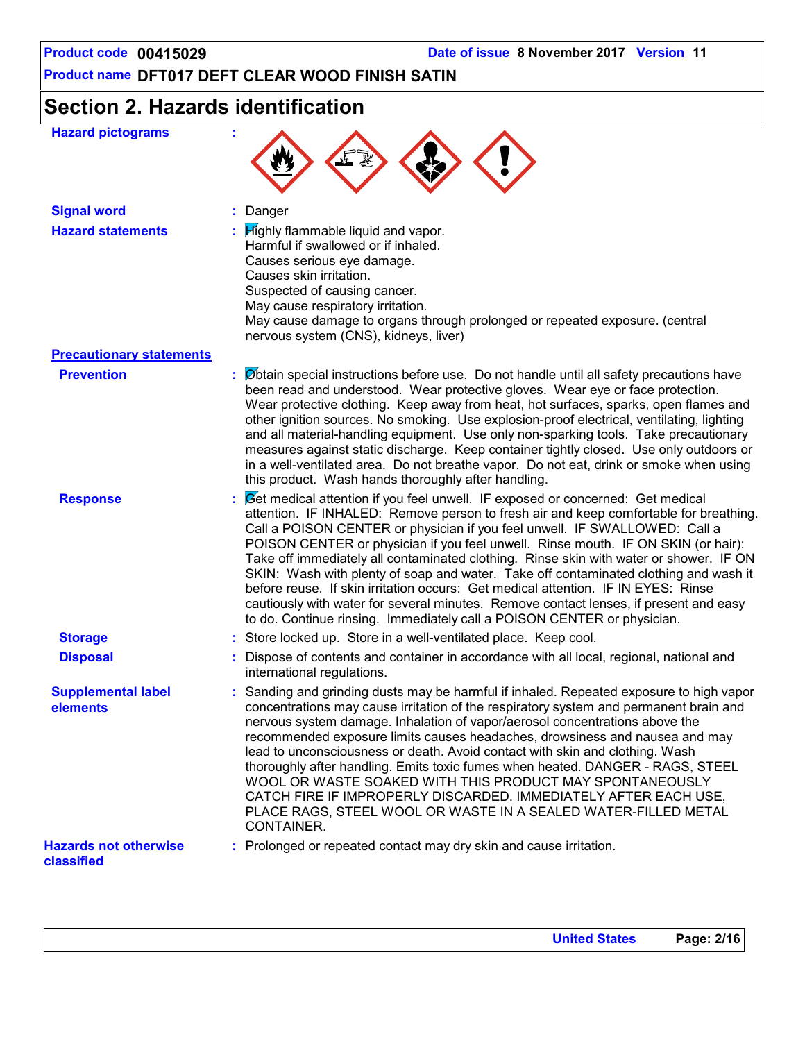Product code **00415029** Date of issue **8 November 2017** Version **11**

Product name **DFT017 DEFT CLEAR WOOD FINISH SATIN**

## Section 2. Hazards identification

**Hazard pictograms** :

**Signal word** : Danger

**Hazard statements** : Highly flammable liquid and vapor.
Harmful if swallowed or if inhaled.
Causes serious eye damage.
Causes skin irritation.
Suspected of causing cancer.
May cause respiratory irritation.
May cause damage to organs through prolonged or repeated exposure. (central nervous system (CNS), kidneys, liver)

**Precautionary statements**

**Prevention** : Obtain special instructions before use. Do not handle until all safety precautions have been read and understood. Wear protective gloves. Wear eye or face protection. Wear protective clothing. Keep away from heat, hot surfaces, sparks, open flames and other ignition sources. No smoking. Use explosion-proof electrical, ventilating, lighting and all material-handling equipment. Use only non-sparking tools. Take precautionary measures against static discharge. Keep container tightly closed. Use only outdoors or in a well-ventilated area. Do not breathe vapor. Do not eat, drink or smoke when using this product. Wash hands thoroughly after handling.

**Response** : Get medical attention if you feel unwell. IF exposed or concerned: Get medical attention. IF INHALED: Remove person to fresh air and keep comfortable for breathing. Call a POISON CENTER or physician if you feel unwell. IF SWALLOWED: Call a POISON CENTER or physician if you feel unwell. Rinse mouth. IF ON SKIN (or hair): Take off immediately all contaminated clothing. Rinse skin with water or shower. IF ON SKIN: Wash with plenty of soap and water. Take off contaminated clothing and wash it before reuse. If skin irritation occurs: Get medical attention. IF IN EYES: Rinse cautiously with water for several minutes. Remove contact lenses, if present and easy to do. Continue rinsing. Immediately call a POISON CENTER or physician.

**Storage** : Store locked up. Store in a well-ventilated place. Keep cool.

**Disposal** : Dispose of contents and container in accordance with all local, regional, national and international regulations.

**Supplemental label elements** : Sanding and grinding dusts may be harmful if inhaled. Repeated exposure to high vapor concentrations may cause irritation of the respiratory system and permanent brain and nervous system damage. Inhalation of vapor/aerosol concentrations above the recommended exposure limits causes headaches, drowsiness and nausea and may lead to unconsciousness or death. Avoid contact with skin and clothing. Wash thoroughly after handling. Emits toxic fumes when heated. DANGER - RAGS, STEEL WOOL OR WASTE SOAKED WITH THIS PRODUCT MAY SPONTANEOUSLY CATCH FIRE IF IMPROPERLY DISCARDED. IMMEDIATELY AFTER EACH USE, PLACE RAGS, STEEL WOOL OR WASTE IN A SEALED WATER-FILLED METAL CONTAINER.

**Hazards not otherwise classified** : Prolonged or repeated contact may dry skin and cause irritation.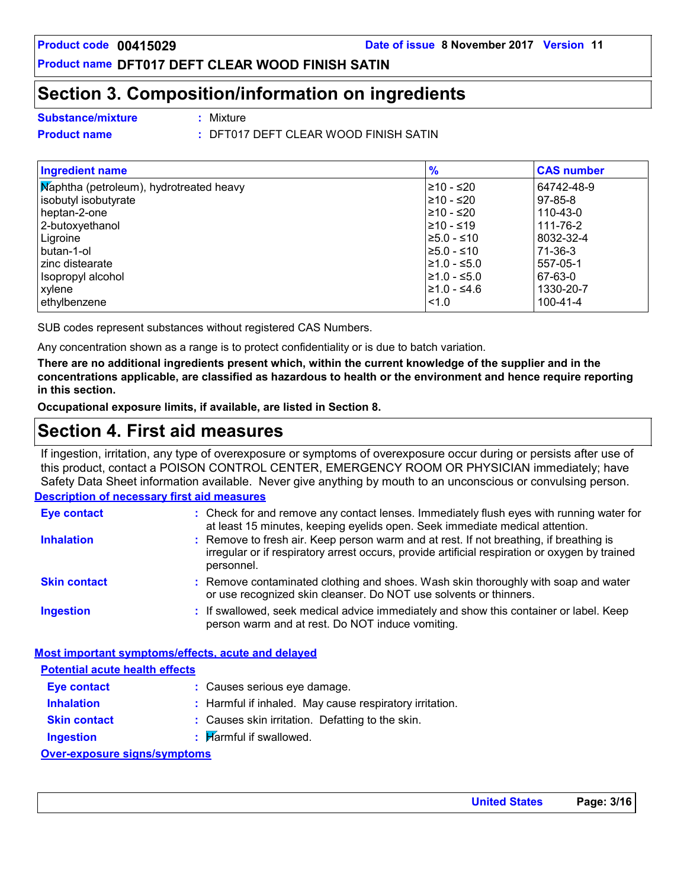## Section 3. Composition/information on ingredients

**Substance/mixture** : Mixture

**Product name** : DFT017 DEFT CLEAR WOOD FINISH SATIN

| Ingredient name | % | CAS number |
|---|---|---|
| Naphtha (petroleum), hydrotreated heavy | ≥10 - ≤20 | 64742-48-9 |
| isobutyl isobutyrate | ≥10 - ≤20 | 97-85-8 |
| heptan-2-one | ≥10 - ≤20 | 110-43-0 |
| 2-butoxyethanol | ≥10 - ≤19 | 111-76-2 |
| Ligroine | ≥5.0 - ≤10 | 8032-32-4 |
| butan-1-ol | ≥5.0 - ≤10 | 71-36-3 |
| zinc distearate | ≥1.0 - ≤5.0 | 557-05-1 |
| Isopropyl alcohol | ≥1.0 - ≤5.0 | 67-63-0 |
| xylene | ≥1.0 - ≤4.6 | 1330-20-7 |
| ethylbenzene | <1.0 | 100-41-4 |

SUB codes represent substances without registered CAS Numbers.

Any concentration shown as a range is to protect confidentiality or is due to batch variation.

**There are no additional ingredients present which, within the current knowledge of the supplier and in the concentrations applicable, are classified as hazardous to health or the environment and hence require reporting in this section.**

**Occupational exposure limits, if available, are listed in Section 8.**

## Section 4. First aid measures

If ingestion, irritation, any type of overexposure or symptoms of overexposure occur during or persists after use of this product, contact a POISON CONTROL CENTER, EMERGENCY ROOM OR PHYSICIAN immediately; have Safety Data Sheet information available. Never give anything by mouth to an unconscious or convulsing person.

### Description of necessary first aid measures

**Eye contact** : Check for and remove any contact lenses. Immediately flush eyes with running water for at least 15 minutes, keeping eyelids open. Seek immediate medical attention.

**Inhalation** : Remove to fresh air. Keep person warm and at rest. If not breathing, if breathing is irregular or if respiratory arrest occurs, provide artificial respiration or oxygen by trained personnel.

**Skin contact** : Remove contaminated clothing and shoes. Wash skin thoroughly with soap and water or use recognized skin cleanser. Do NOT use solvents or thinners.

**Ingestion** : If swallowed, seek medical advice immediately and show this container or label. Keep person warm and at rest. Do NOT induce vomiting.

### Most important symptoms/effects, acute and delayed

#### Potential acute health effects

**Eye contact** : Causes serious eye damage.

**Inhalation** : Harmful if inhaled. May cause respiratory irritation.

**Skin contact** : Causes skin irritation. Defatting to the skin.

**Ingestion** : Harmful if swallowed.

#### Over-exposure signs/symptoms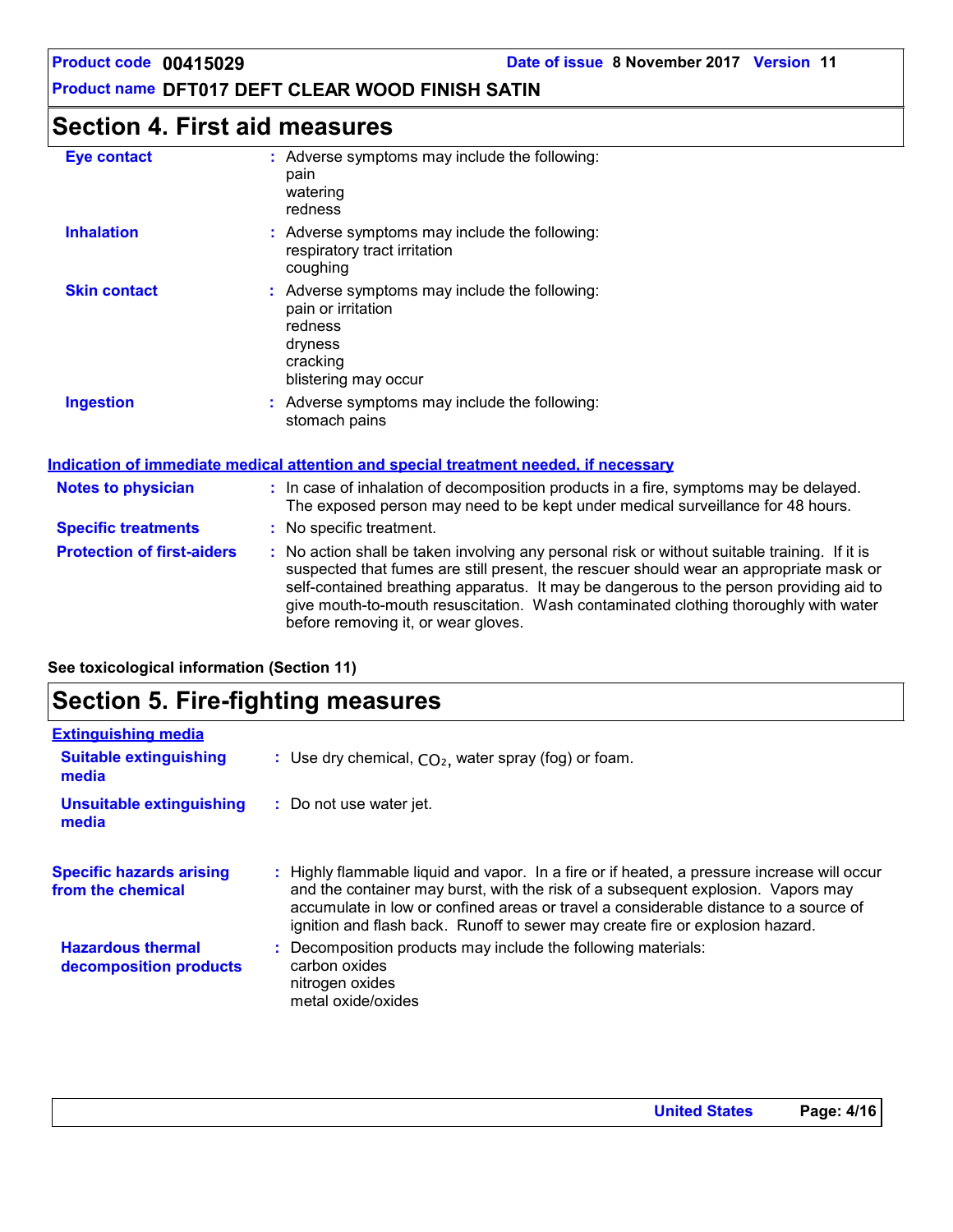## Section 4. First aid measures

**Eye contact** : Adverse symptoms may include the following:
pain
watering
redness

**Inhalation** : Adverse symptoms may include the following:
respiratory tract irritation
coughing

**Skin contact** : Adverse symptoms may include the following:
pain or irritation
redness
dryness
cracking
blistering may occur

**Ingestion** : Adverse symptoms may include the following:
stomach pains

### Indication of immediate medical attention and special treatment needed, if necessary

**Notes to physician** : In case of inhalation of decomposition products in a fire, symptoms may be delayed. The exposed person may need to be kept under medical surveillance for 48 hours.

**Specific treatments** : No specific treatment.

**Protection of first-aiders** : No action shall be taken involving any personal risk or without suitable training. If it is suspected that fumes are still present, the rescuer should wear an appropriate mask or self-contained breathing apparatus. It may be dangerous to the person providing aid to give mouth-to-mouth resuscitation. Wash contaminated clothing thoroughly with water before removing it, or wear gloves.

**See toxicological information (Section 11)**

## Section 5. Fire-fighting measures

### Extinguishing media

**Suitable extinguishing media** : Use dry chemical, $CO_2$, water spray (fog) or foam.

**Unsuitable extinguishing media** : Do not use water jet.

**Specific hazards arising from the chemical** : Highly flammable liquid and vapor. In a fire or if heated, a pressure increase will occur and the container may burst, with the risk of a subsequent explosion. Vapors may accumulate in low or confined areas or travel a considerable distance to a source of ignition and flash back. Runoff to sewer may create fire or explosion hazard.

**Hazardous thermal decomposition products** : Decomposition products may include the following materials:
carbon oxides
nitrogen oxides
metal oxide/oxides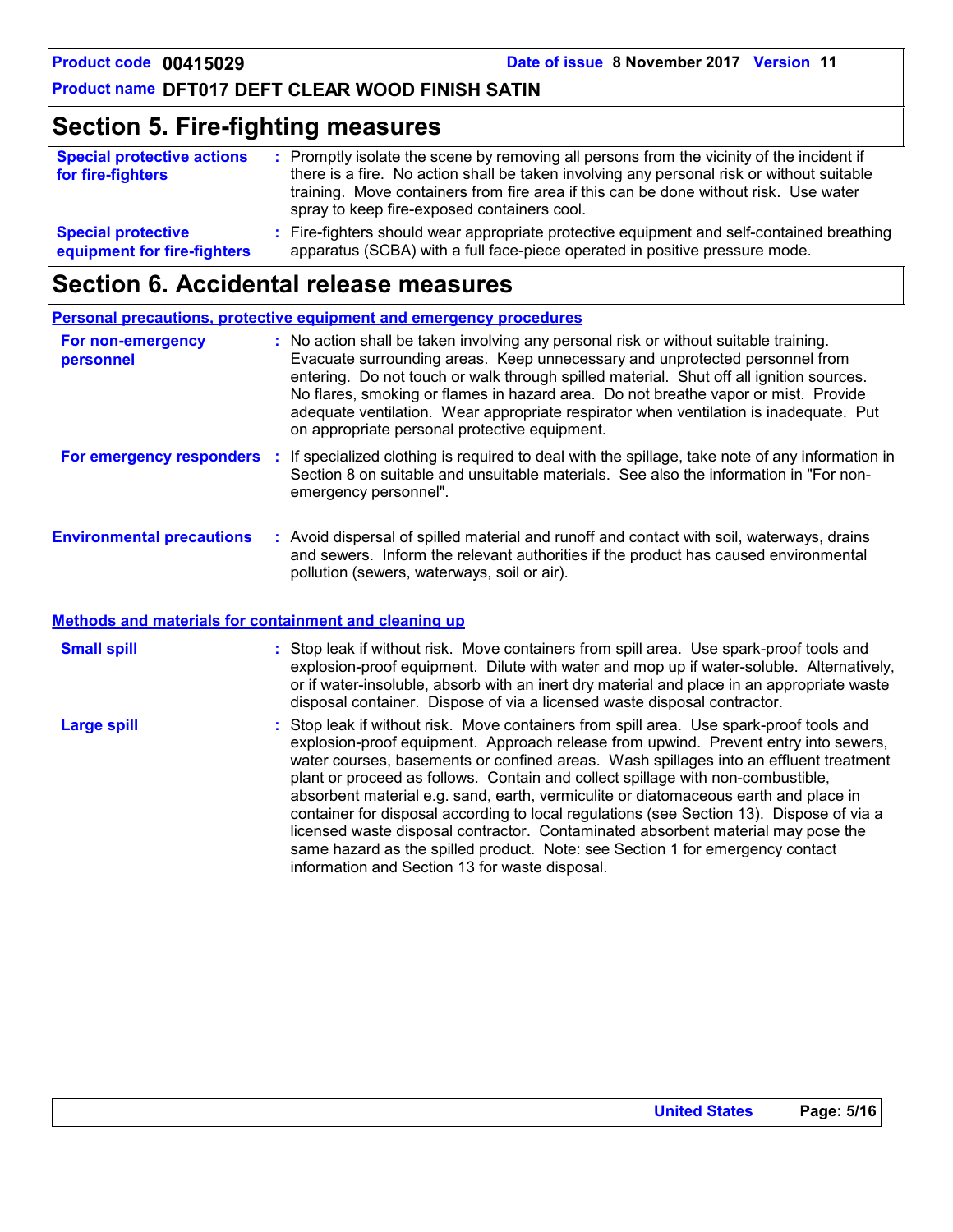## Section 5. Fire-fighting measures

**Special protective actions for fire-fighters** : Promptly isolate the scene by removing all persons from the vicinity of the incident if there is a fire. No action shall be taken involving any personal risk or without suitable training. Move containers from fire area if this can be done without risk. Use water spray to keep fire-exposed containers cool.

**Special protective equipment for fire-fighters** : Fire-fighters should wear appropriate protective equipment and self-contained breathing apparatus (SCBA) with a full face-piece operated in positive pressure mode.

## Section 6. Accidental release measures

### Personal precautions, protective equipment and emergency procedures

**For non-emergency personnel** : No action shall be taken involving any personal risk or without suitable training. Evacuate surrounding areas. Keep unnecessary and unprotected personnel from entering. Do not touch or walk through spilled material. Shut off all ignition sources. No flares, smoking or flames in hazard area. Do not breathe vapor or mist. Provide adequate ventilation. Wear appropriate respirator when ventilation is inadequate. Put on appropriate personal protective equipment.

**For emergency responders** : If specialized clothing is required to deal with the spillage, take note of any information in Section 8 on suitable and unsuitable materials. See also the information in "For non-emergency personnel".

**Environmental precautions** : Avoid dispersal of spilled material and runoff and contact with soil, waterways, drains and sewers. Inform the relevant authorities if the product has caused environmental pollution (sewers, waterways, soil or air).

### Methods and materials for containment and cleaning up

**Small spill** : Stop leak if without risk. Move containers from spill area. Use spark-proof tools and explosion-proof equipment. Dilute with water and mop up if water-soluble. Alternatively, or if water-insoluble, absorb with an inert dry material and place in an appropriate waste disposal container. Dispose of via a licensed waste disposal contractor.

**Large spill** : Stop leak if without risk. Move containers from spill area. Use spark-proof tools and explosion-proof equipment. Approach release from upwind. Prevent entry into sewers, water courses, basements or confined areas. Wash spillages into an effluent treatment plant or proceed as follows. Contain and collect spillage with non-combustible, absorbent material e.g. sand, earth, vermiculite or diatomaceous earth and place in container for disposal according to local regulations (see Section 13). Dispose of via a licensed waste disposal contractor. Contaminated absorbent material may pose the same hazard as the spilled product. Note: see Section 1 for emergency contact information and Section 13 for waste disposal.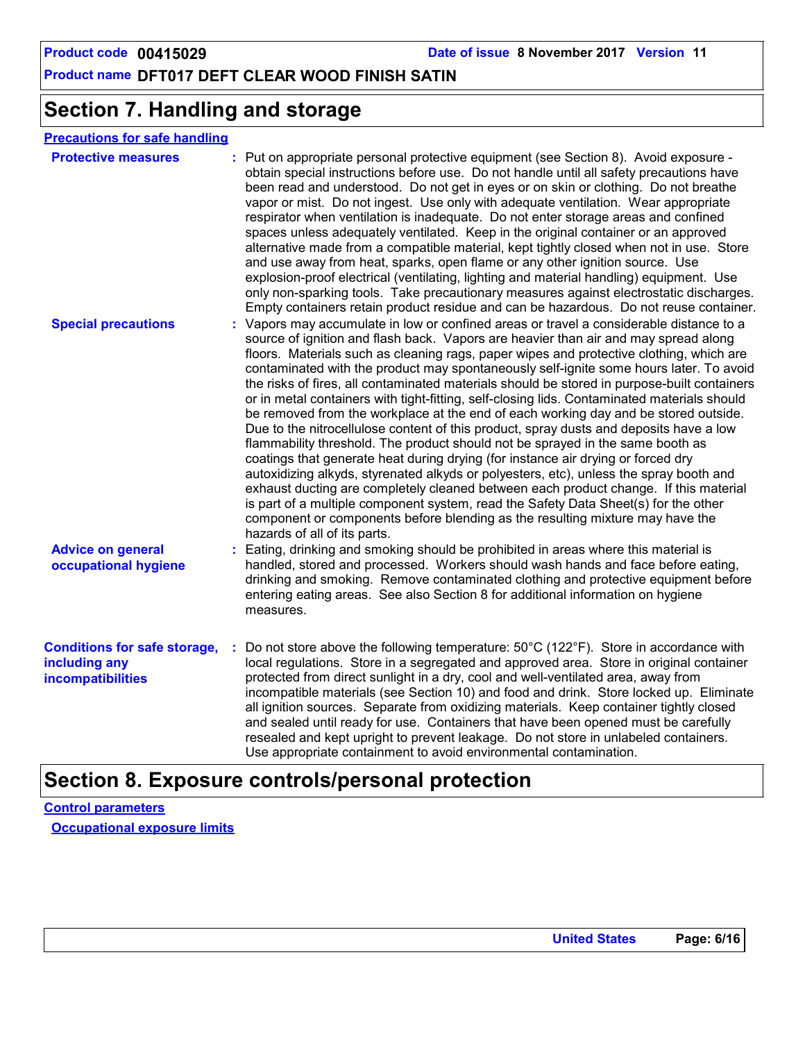# Section 7. Handling and storage

## Precautions for safe handling

**Protective measures** : Put on appropriate personal protective equipment (see Section 8). Avoid exposure - obtain special instructions before use. Do not handle until all safety precautions have been read and understood. Do not get in eyes or on skin or clothing. Do not breathe vapor or mist. Do not ingest. Use only with adequate ventilation. Wear appropriate respirator when ventilation is inadequate. Do not enter storage areas and confined spaces unless adequately ventilated. Keep in the original container or an approved alternative made from a compatible material, kept tightly closed when not in use. Store and use away from heat, sparks, open flame or any other ignition source. Use explosion-proof electrical (ventilating, lighting and material handling) equipment. Use only non-sparking tools. Take precautionary measures against electrostatic discharges. Empty containers retain product residue and can be hazardous. Do not reuse container.

**Special precautions** : Vapors may accumulate in low or confined areas or travel a considerable distance to a source of ignition and flash back. Vapors are heavier than air and may spread along floors. Materials such as cleaning rags, paper wipes and protective clothing, which are contaminated with the product may spontaneously self-ignite some hours later. To avoid the risks of fires, all contaminated materials should be stored in purpose-built containers or in metal containers with tight-fitting, self-closing lids. Contaminated materials should be removed from the workplace at the end of each working day and be stored outside. Due to the nitrocellulose content of this product, spray dusts and deposits have a low flammability threshold. The product should not be sprayed in the same booth as coatings that generate heat during drying (for instance air drying or forced dry autoxidizing alkyds, styrenated alkyds or polyesters, etc), unless the spray booth and exhaust ducting are completely cleaned between each product change. If this material is part of a multiple component system, read the Safety Data Sheet(s) for the other component or components before blending as the resulting mixture may have the hazards of all of its parts.

**Advice on general occupational hygiene** : Eating, drinking and smoking should be prohibited in areas where this material is handled, stored and processed. Workers should wash hands and face before eating, drinking and smoking. Remove contaminated clothing and protective equipment before entering eating areas. See also Section 8 for additional information on hygiene measures.

**Conditions for safe storage, including any incompatibilities** : Do not store above the following temperature: 50°C (122°F). Store in accordance with local regulations. Store in a segregated and approved area. Store in original container protected from direct sunlight in a dry, cool and well-ventilated area, away from incompatible materials (see Section 10) and food and drink. Store locked up. Eliminate all ignition sources. Separate from oxidizing materials. Keep container tightly closed and sealed until ready for use. Containers that have been opened must be carefully resealed and kept upright to prevent leakage. Do not store in unlabeled containers. Use appropriate containment to avoid environmental contamination.

# Section 8. Exposure controls/personal protection

## Control parameters

### Occupational exposure limits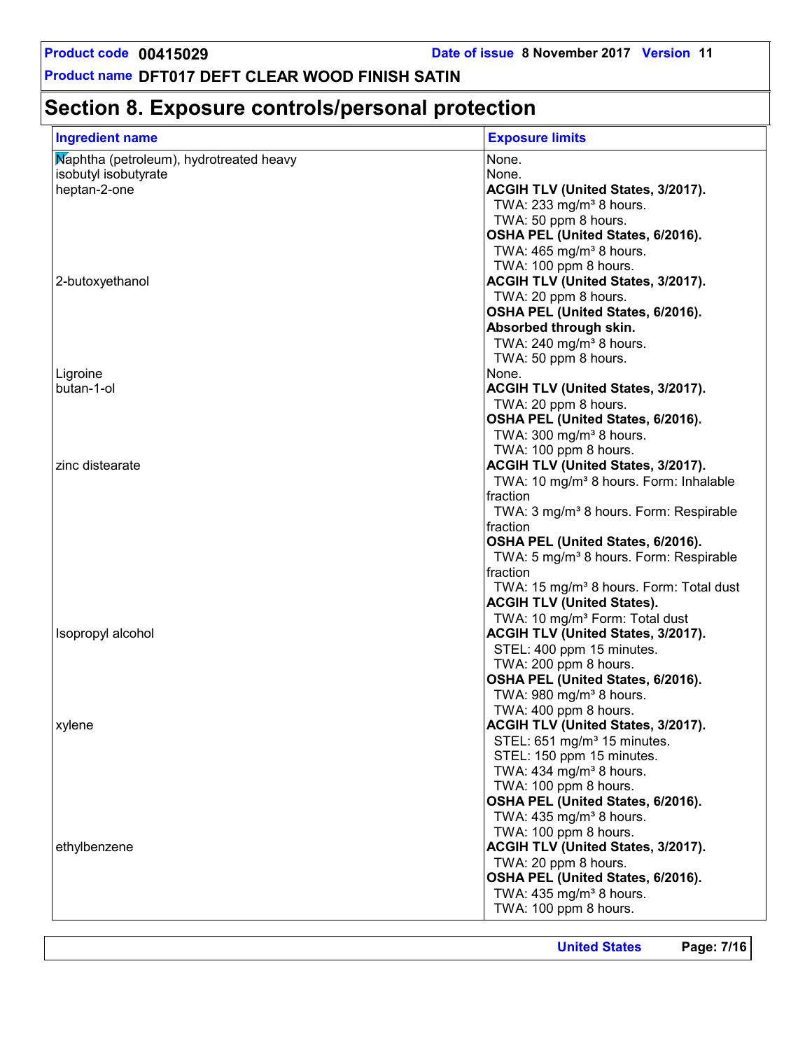## Section 8. Exposure controls/personal protection

| Ingredient name | Exposure limits |
|---|---|
| Naphtha (petroleum), hydrotreated heavy | None. |
| isobutyl isobutyrate | None. |
| heptan-2-one | **ACGIH TLV (United States, 3/2017).**<br>TWA: 233 mg/m³ 8 hours.<br>TWA: 50 ppm 8 hours.<br>**OSHA PEL (United States, 6/2016).**<br>TWA: 465 mg/m³ 8 hours.<br>TWA: 100 ppm 8 hours. |
| 2-butoxyethanol | **ACGIH TLV (United States, 3/2017).**<br>TWA: 20 ppm 8 hours.<br>**OSHA PEL (United States, 6/2016).**<br>**Absorbed through skin.**<br>TWA: 240 mg/m³ 8 hours.<br>TWA: 50 ppm 8 hours. |
| Ligroine | None. |
| butan-1-ol | **ACGIH TLV (United States, 3/2017).**<br>TWA: 20 ppm 8 hours.<br>**OSHA PEL (United States, 6/2016).**<br>TWA: 300 mg/m³ 8 hours.<br>TWA: 100 ppm 8 hours. |
| zinc distearate | **ACGIH TLV (United States, 3/2017).**<br>TWA: 10 mg/m³ 8 hours. Form: Inhalable fraction<br>TWA: 3 mg/m³ 8 hours. Form: Respirable fraction<br>**OSHA PEL (United States, 6/2016).**<br>TWA: 5 mg/m³ 8 hours. Form: Respirable fraction<br>TWA: 15 mg/m³ 8 hours. Form: Total dust<br>**ACGIH TLV (United States).**<br>TWA: 10 mg/m³ Form: Total dust |
| Isopropyl alcohol | **ACGIH TLV (United States, 3/2017).**<br>STEL: 400 ppm 15 minutes.<br>TWA: 200 ppm 8 hours.<br>**OSHA PEL (United States, 6/2016).**<br>TWA: 980 mg/m³ 8 hours.<br>TWA: 400 ppm 8 hours. |
| xylene | **ACGIH TLV (United States, 3/2017).**<br>STEL: 651 mg/m³ 15 minutes.<br>STEL: 150 ppm 15 minutes.<br>TWA: 434 mg/m³ 8 hours.<br>TWA: 100 ppm 8 hours.<br>**OSHA PEL (United States, 6/2016).**<br>TWA: 435 mg/m³ 8 hours.<br>TWA: 100 ppm 8 hours. |
| ethylbenzene | **ACGIH TLV (United States, 3/2017).**<br>TWA: 20 ppm 8 hours.<br>**OSHA PEL (United States, 6/2016).**<br>TWA: 435 mg/m³ 8 hours.<br>TWA: 100 ppm 8 hours. |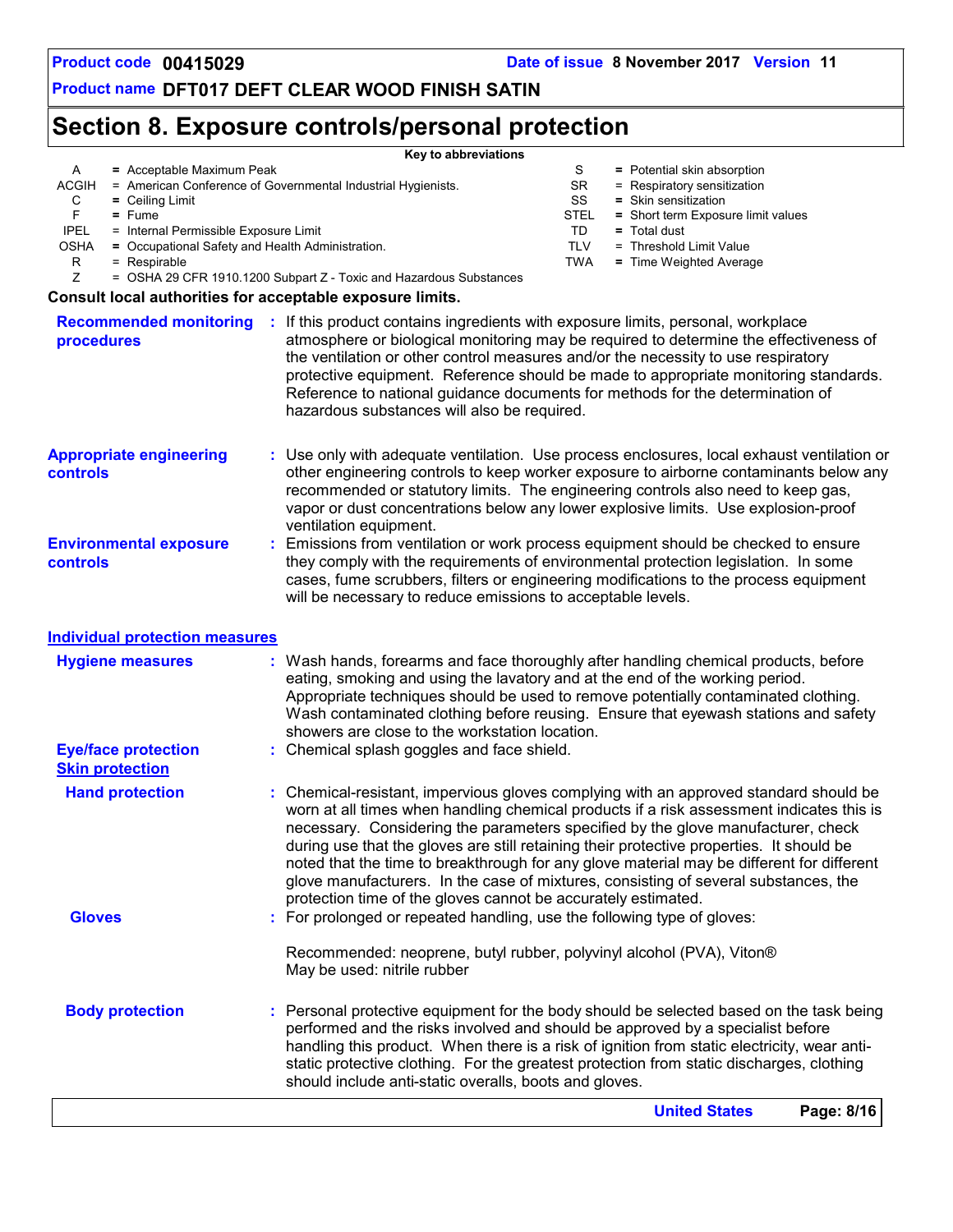## Section 8. Exposure controls/personal protection

**Key to abbreviations**

| | | | |
|---|---|---|---|
| A | = Acceptable Maximum Peak | S | = Potential skin absorption |
| ACGIH | = American Conference of Governmental Industrial Hygienists. | SR | = Respiratory sensitization |
| C | = Ceiling Limit | SS | = Skin sensitization |
| F | = Fume | STEL | = Short term Exposure limit values |
| IPEL | = Internal Permissible Exposure Limit | TD | = Total dust |
| OSHA | = Occupational Safety and Health Administration. | TLV | = Threshold Limit Value |
| R | = Respirable | TWA | = Time Weighted Average |
| Z | = OSHA 29 CFR 1910.1200 Subpart Z - Toxic and Hazardous Substances | | |

**Consult local authorities for acceptable exposure limits.**

**Recommended monitoring procedures** : If this product contains ingredients with exposure limits, personal, workplace atmosphere or biological monitoring may be required to determine the effectiveness of the ventilation or other control measures and/or the necessity to use respiratory protective equipment. Reference should be made to appropriate monitoring standards. Reference to national guidance documents for methods for the determination of hazardous substances will also be required.

**Appropriate engineering controls** : Use only with adequate ventilation. Use process enclosures, local exhaust ventilation or other engineering controls to keep worker exposure to airborne contaminants below any recommended or statutory limits. The engineering controls also need to keep gas, vapor or dust concentrations below any lower explosive limits. Use explosion-proof ventilation equipment.

**Environmental exposure controls** : Emissions from ventilation or work process equipment should be checked to ensure they comply with the requirements of environmental protection legislation. In some cases, fume scrubbers, filters or engineering modifications to the process equipment will be necessary to reduce emissions to acceptable levels.

### Individual protection measures

**Hygiene measures** : Wash hands, forearms and face thoroughly after handling chemical products, before eating, smoking and using the lavatory and at the end of the working period. Appropriate techniques should be used to remove potentially contaminated clothing. Wash contaminated clothing before reusing. Ensure that eyewash stations and safety showers are close to the workstation location.

**Eye/face protection** : Chemical splash goggles and face shield.

**Skin protection**

**Hand protection** : Chemical-resistant, impervious gloves complying with an approved standard should be worn at all times when handling chemical products if a risk assessment indicates this is necessary. Considering the parameters specified by the glove manufacturer, check during use that the gloves are still retaining their protective properties. It should be noted that the time to breakthrough for any glove material may be different for different glove manufacturers. In the case of mixtures, consisting of several substances, the protection time of the gloves cannot be accurately estimated.

**Gloves** : For prolonged or repeated handling, use the following type of gloves:

Recommended: neoprene, butyl rubber, polyvinyl alcohol (PVA), Viton®
May be used: nitrile rubber

**Body protection** : Personal protective equipment for the body should be selected based on the task being performed and the risks involved and should be approved by a specialist before handling this product. When there is a risk of ignition from static electricity, wear anti-static protective clothing. For the greatest protection from static discharges, clothing should include anti-static overalls, boots and gloves.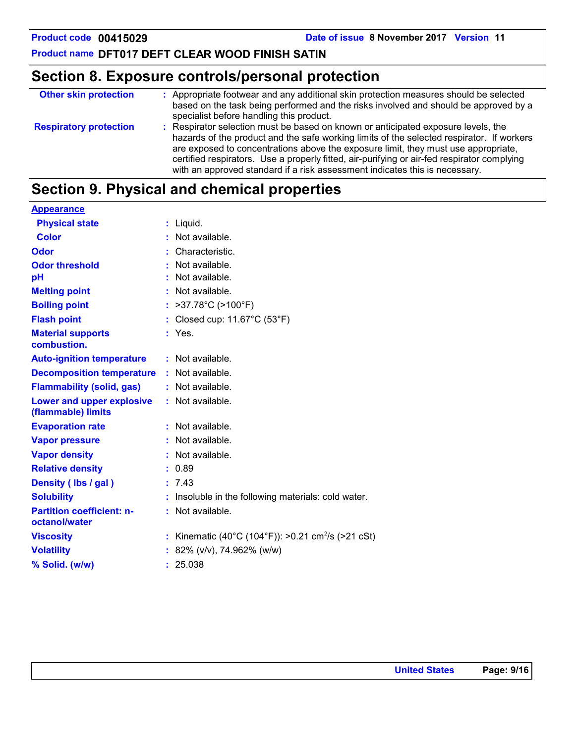## Section 8. Exposure controls/personal protection

**Other skin protection** : Appropriate footwear and any additional skin protection measures should be selected based on the task being performed and the risks involved and should be approved by a specialist before handling this product.

**Respiratory protection** : Respirator selection must be based on known or anticipated exposure levels, the hazards of the product and the safe working limits of the selected respirator. If workers are exposed to concentrations above the exposure limit, they must use appropriate, certified respirators. Use a properly fitted, air-purifying or air-fed respirator complying with an approved standard if a risk assessment indicates this is necessary.

## Section 9. Physical and chemical properties

**Appearance**

| Property | Value |
|---|---|
| Physical state | Liquid. |
| Color | Not available. |
| Odor | Characteristic. |
| Odor threshold | Not available. |
| pH | Not available. |
| Melting point | Not available. |
| Boiling point | >37.78°C (>100°F) |
| Flash point | Closed cup: 11.67°C (53°F) |
| Material supports combustion. | Yes. |
| Auto-ignition temperature | Not available. |
| Decomposition temperature | Not available. |
| Flammability (solid, gas) | Not available. |
| Lower and upper explosive (flammable) limits | Not available. |
| Evaporation rate | Not available. |
| Vapor pressure | Not available. |
| Vapor density | Not available. |
| Relative density | 0.89 |
| Density ( lbs / gal ) | 7.43 |
| Solubility | Insoluble in the following materials: cold water. |
| Partition coefficient: n-octanol/water | Not available. |
| Viscosity | Kinematic (40°C (104°F)): >0.21 $cm^2/s$ (>21 cSt) |
| Volatility | 82% (v/v), 74.962% (w/w) |
| % Solid. (w/w) | 25.038 |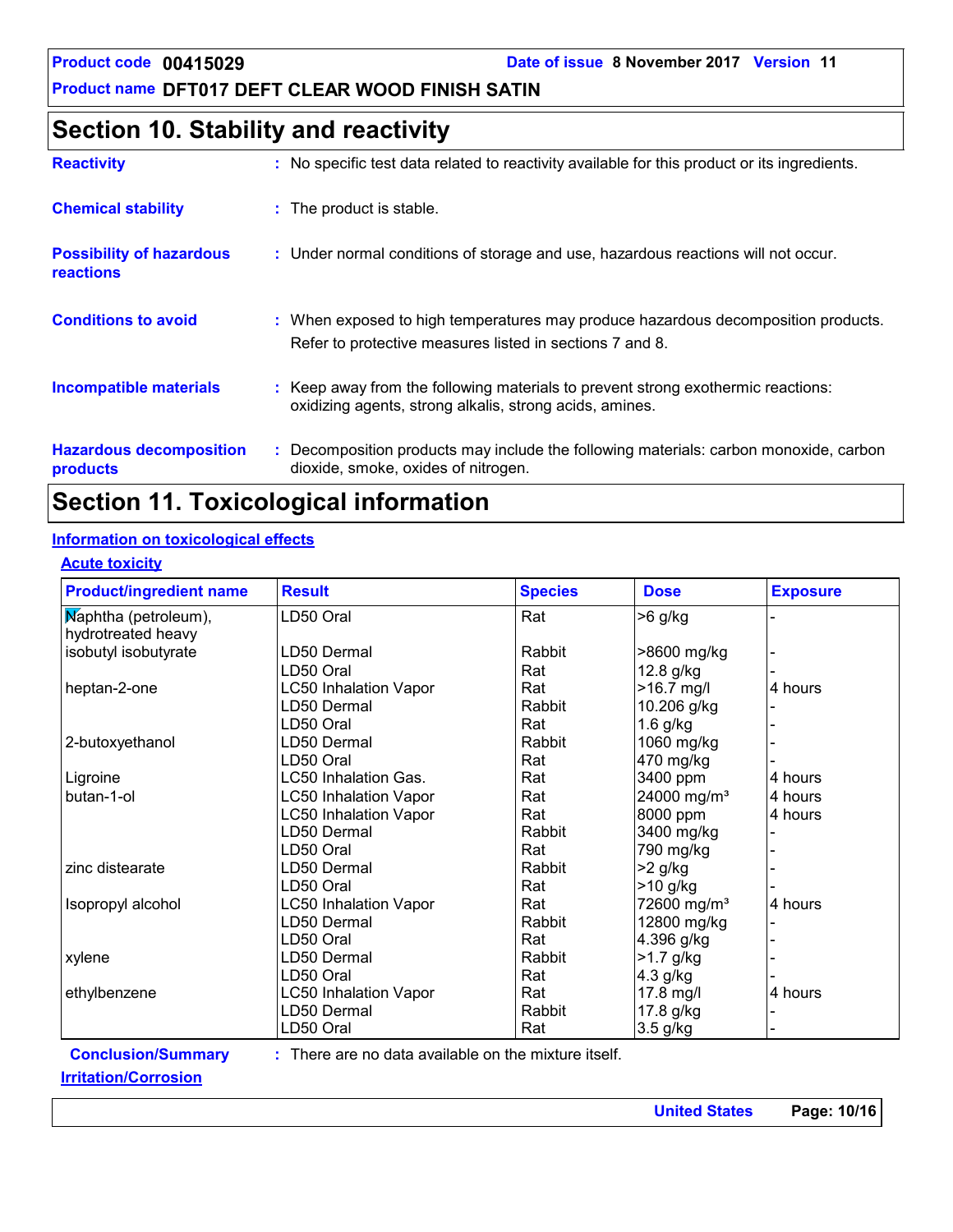## Section 10. Stability and reactivity

**Reactivity** : No specific test data related to reactivity available for this product or its ingredients.

**Chemical stability** : The product is stable.

**Possibility of hazardous reactions** : Under normal conditions of storage and use, hazardous reactions will not occur.

**Conditions to avoid** : When exposed to high temperatures may produce hazardous decomposition products. Refer to protective measures listed in sections 7 and 8.

**Incompatible materials** : Keep away from the following materials to prevent strong exothermic reactions: oxidizing agents, strong alkalis, strong acids, amines.

**Hazardous decomposition products** : Decomposition products may include the following materials: carbon monoxide, carbon dioxide, smoke, oxides of nitrogen.

## Section 11. Toxicological information

### Information on toxicological effects

#### Acute toxicity

| Product/ingredient name | Result | Species | Dose | Exposure |
|---|---|---|---|---|
| Naphtha (petroleum), hydrotreated heavy | LD50 Oral | Rat | >6 g/kg | - |
| isobutyl isobutyrate | LD50 Dermal | Rabbit | >8600 mg/kg | - |
| | LD50 Oral | Rat | 12.8 g/kg | - |
| heptan-2-one | LC50 Inhalation Vapor | Rat | >16.7 mg/l | 4 hours |
| | LD50 Dermal | Rabbit | 10.206 g/kg | - |
| | LD50 Oral | Rat | 1.6 g/kg | - |
| 2-butoxyethanol | LD50 Dermal | Rabbit | 1060 mg/kg | - |
| | LD50 Oral | Rat | 470 mg/kg | - |
| Ligroine | LC50 Inhalation Gas. | Rat | 3400 ppm | 4 hours |
| butan-1-ol | LC50 Inhalation Vapor | Rat | 24000 mg/m³ | 4 hours |
| | LC50 Inhalation Vapor | Rat | 8000 ppm | 4 hours |
| | LD50 Dermal | Rabbit | 3400 mg/kg | - |
| | LD50 Oral | Rat | 790 mg/kg | - |
| zinc distearate | LD50 Dermal | Rabbit | >2 g/kg | - |
| | LD50 Oral | Rat | >10 g/kg | - |
| Isopropyl alcohol | LC50 Inhalation Vapor | Rat | 72600 mg/m³ | 4 hours |
| | LD50 Dermal | Rabbit | 12800 mg/kg | - |
| | LD50 Oral | Rat | 4.396 g/kg | - |
| xylene | LD50 Dermal | Rabbit | >1.7 g/kg | - |
| | LD50 Oral | Rat | 4.3 g/kg | - |
| ethylbenzene | LC50 Inhalation Vapor | Rat | 17.8 mg/l | 4 hours |
| | LD50 Dermal | Rabbit | 17.8 g/kg | - |
| | LD50 Oral | Rat | 3.5 g/kg | - |

**Conclusion/Summary** : There are no data available on the mixture itself.

#### Irritation/Corrosion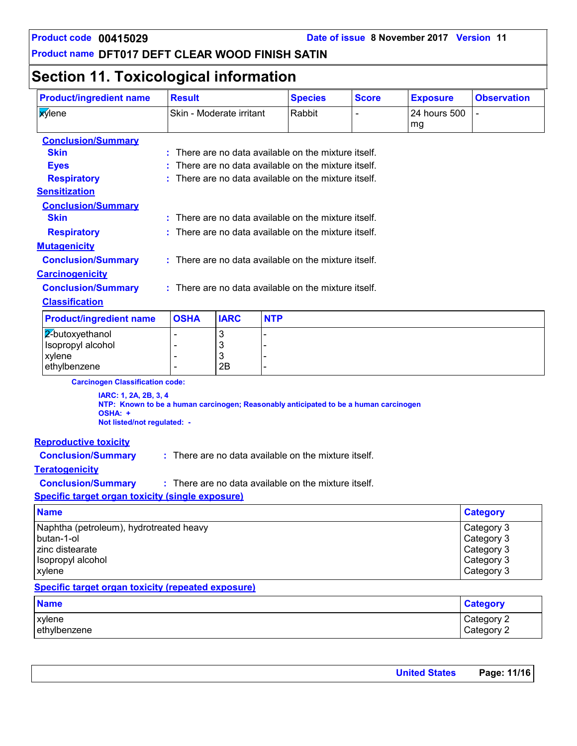## Section 11. Toxicological information

| Product/ingredient name | Result | Species | Score | Exposure | Observation |
|---|---|---|---|---|---|
| xylene | Skin - Moderate irritant | Rabbit | - | 24 hours 500 mg | - |

**Conclusion/Summary**

**Skin** : There are no data available on the mixture itself.

**Eyes** : There are no data available on the mixture itself.

**Respiratory** : There are no data available on the mixture itself.

**Sensitization**

**Conclusion/Summary**

**Skin** : There are no data available on the mixture itself.

**Respiratory** : There are no data available on the mixture itself.

**Mutagenicity**

**Conclusion/Summary** : There are no data available on the mixture itself.

**Carcinogenicity**

**Conclusion/Summary** : There are no data available on the mixture itself.

**Classification**

| Product/ingredient name | OSHA | IARC | NTP |
|---|---|---|---|
| 2-butoxyethanol | - | 3 | - |
| Isopropyl alcohol | - | 3 | - |
| xylene | - | 3 | - |
| ethylbenzene | - | 2B | - |

**Carcinogen Classification code:**

**IARC: 1, 2A, 2B, 3, 4**
**NTP: Known to be a human carcinogen; Reasonably anticipated to be a human carcinogen**
**OSHA: +**
**Not listed/not regulated: -**

**Reproductive toxicity**

**Conclusion/Summary** : There are no data available on the mixture itself.

**Teratogenicity**

**Conclusion/Summary** : There are no data available on the mixture itself.

**Specific target organ toxicity (single exposure)**

| Name | Category |
|---|---|
| Naphtha (petroleum), hydrotreated heavy | Category 3 |
| butan-1-ol | Category 3 |
| zinc distearate | Category 3 |
| Isopropyl alcohol | Category 3 |
| xylene | Category 3 |

**Specific target organ toxicity (repeated exposure)**

| Name | Category |
|---|---|
| xylene | Category 2 |
| ethylbenzene | Category 2 |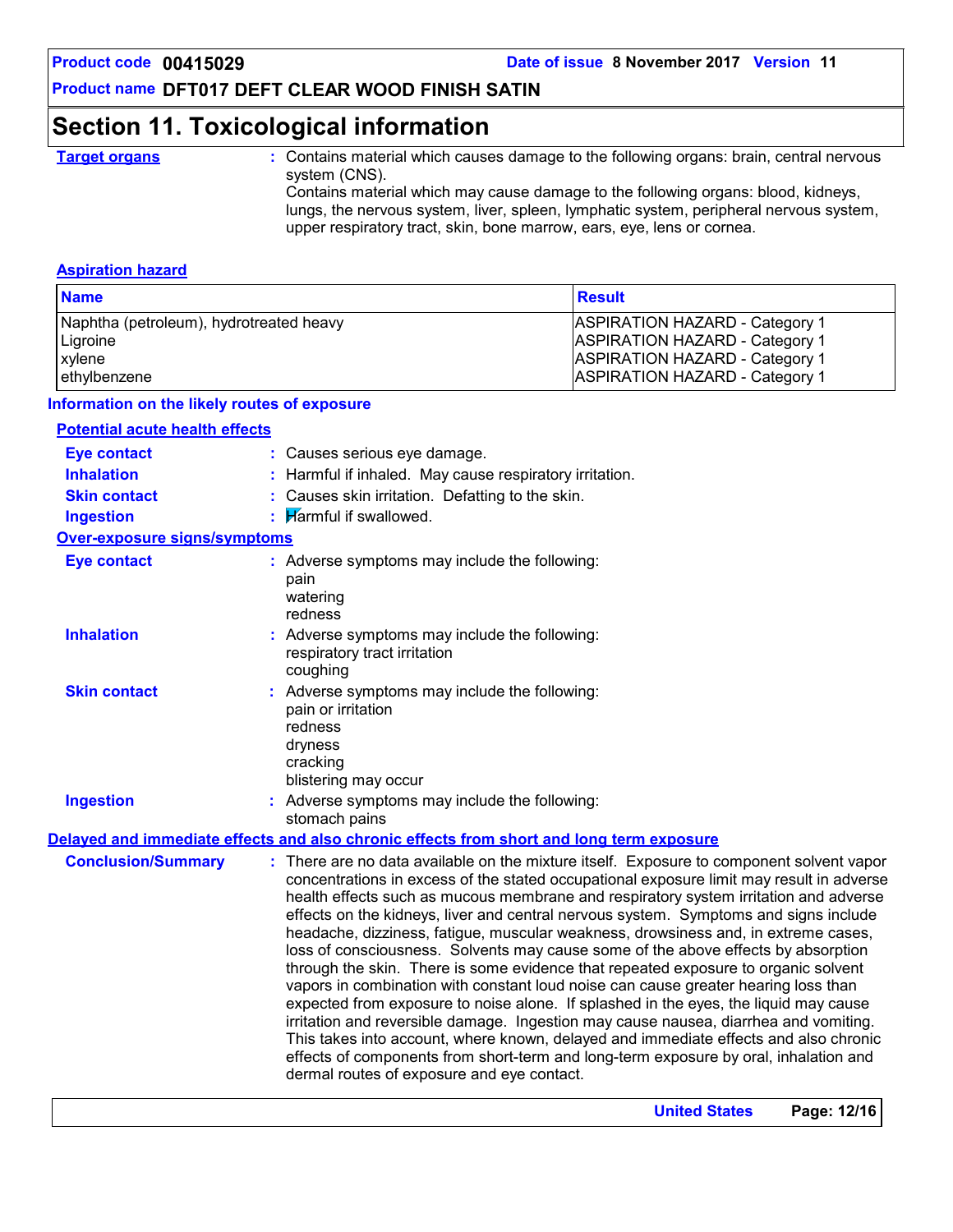# Section 11. Toxicological information

**Target organs** : Contains material which causes damage to the following organs: brain, central nervous system (CNS).
Contains material which may cause damage to the following organs: blood, kidneys, lungs, the nervous system, liver, spleen, lymphatic system, peripheral nervous system, upper respiratory tract, skin, bone marrow, ears, eye, lens or cornea.

**Aspiration hazard**

| Name | Result |
|---|---|
| Naphtha (petroleum), hydrotreated heavy | ASPIRATION HAZARD - Category 1 |
| Ligroine | ASPIRATION HAZARD - Category 1 |
| xylene | ASPIRATION HAZARD - Category 1 |
| ethylbenzene | ASPIRATION HAZARD - Category 1 |

### Information on the likely routes of exposure

**Potential acute health effects**

**Eye contact** : Causes serious eye damage.

**Inhalation** : Harmful if inhaled. May cause respiratory irritation.

**Skin contact** : Causes skin irritation. Defatting to the skin.

**Ingestion** : Harmful if swallowed.

**Over-exposure signs/symptoms**

**Eye contact** : Adverse symptoms may include the following:
pain
watering
redness

**Inhalation** : Adverse symptoms may include the following:
respiratory tract irritation
coughing

**Skin contact** : Adverse symptoms may include the following:
pain or irritation
redness
dryness
cracking
blistering may occur

**Ingestion** : Adverse symptoms may include the following:
stomach pains

**Delayed and immediate effects and also chronic effects from short and long term exposure**

**Conclusion/Summary** : There are no data available on the mixture itself. Exposure to component solvent vapor concentrations in excess of the stated occupational exposure limit may result in adverse health effects such as mucous membrane and respiratory system irritation and adverse effects on the kidneys, liver and central nervous system. Symptoms and signs include headache, dizziness, fatigue, muscular weakness, drowsiness and, in extreme cases, loss of consciousness. Solvents may cause some of the above effects by absorption through the skin. There is some evidence that repeated exposure to organic solvent vapors in combination with constant loud noise can cause greater hearing loss than expected from exposure to noise alone. If splashed in the eyes, the liquid may cause irritation and reversible damage. Ingestion may cause nausea, diarrhea and vomiting. This takes into account, where known, delayed and immediate effects and also chronic effects of components from short-term and long-term exposure by oral, inhalation and dermal routes of exposure and eye contact.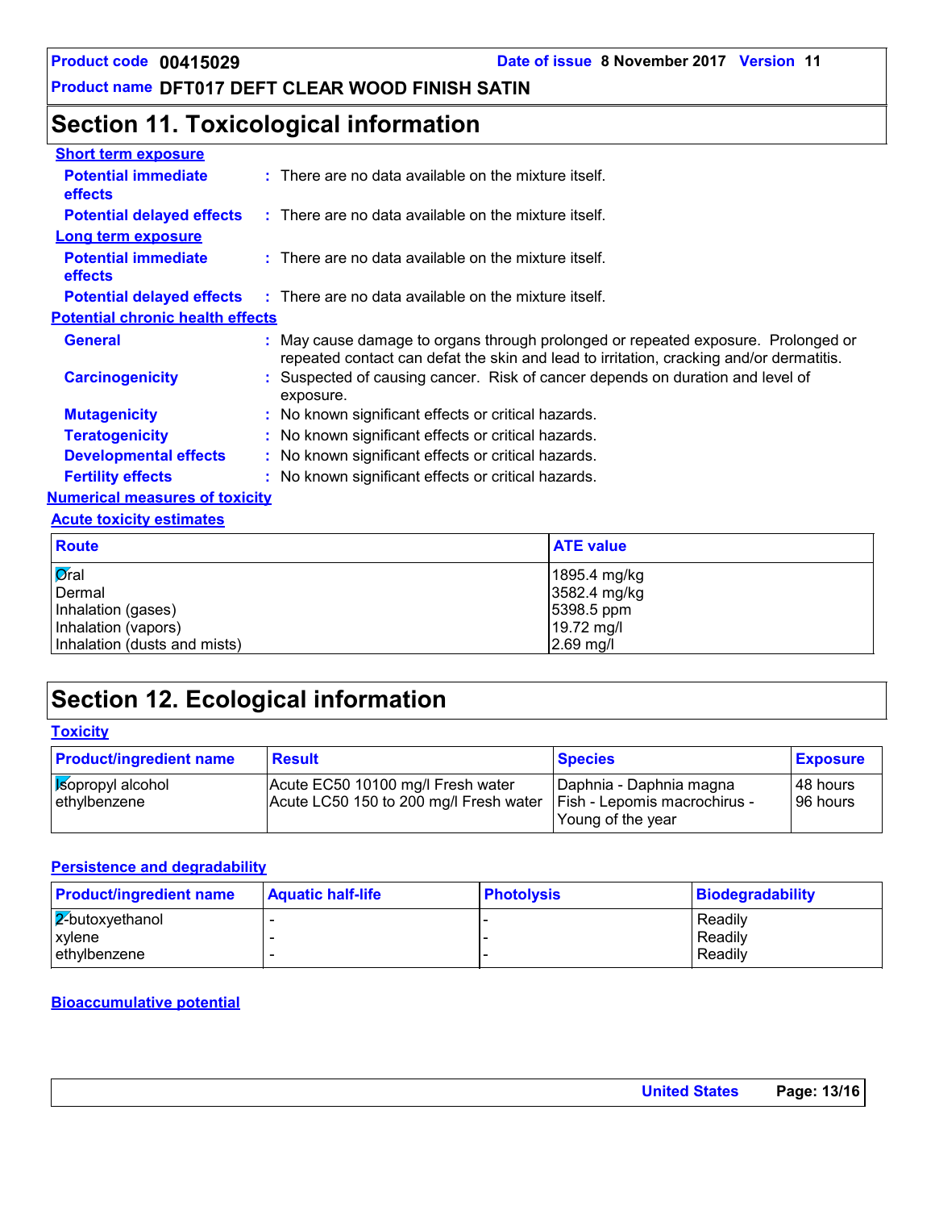## Section 11. Toxicological information

**Short term exposure**

**Potential immediate effects** : There are no data available on the mixture itself.

**Potential delayed effects** : There are no data available on the mixture itself.

**Long term exposure**

**Potential immediate effects** : There are no data available on the mixture itself.

**Potential delayed effects** : There are no data available on the mixture itself.

**Potential chronic health effects**

**General** : May cause damage to organs through prolonged or repeated exposure. Prolonged or repeated contact can defat the skin and lead to irritation, cracking and/or dermatitis.

**Carcinogenicity** : Suspected of causing cancer. Risk of cancer depends on duration and level of exposure.

**Mutagenicity** : No known significant effects or critical hazards.

**Teratogenicity** : No known significant effects or critical hazards.

**Developmental effects** : No known significant effects or critical hazards.

**Fertility effects** : No known significant effects or critical hazards.

**Numerical measures of toxicity**

**Acute toxicity estimates**

| Route | ATE value |
|---|---|
| Oral | 1895.4 mg/kg |
| Dermal | 3582.4 mg/kg |
| Inhalation (gases) | 5398.5 ppm |
| Inhalation (vapors) | 19.72 mg/l |
| Inhalation (dusts and mists) | 2.69 mg/l |

## Section 12. Ecological information

**Toxicity**

| Product/ingredient name | Result | Species | Exposure |
|---|---|---|---|
| Isopropyl alcohol | Acute EC50 10100 mg/l Fresh water | Daphnia - Daphnia magna | 48 hours |
| ethylbenzene | Acute LC50 150 to 200 mg/l Fresh water | Fish - Lepomis macrochirus - Young of the year | 96 hours |

**Persistence and degradability**

| Product/ingredient name | Aquatic half-life | Photolysis | Biodegradability |
|---|---|---|---|
| 2-butoxyethanol | - | - | Readily |
| xylene | - | - | Readily |
| ethylbenzene | - | - | Readily |

**Bioaccumulative potential**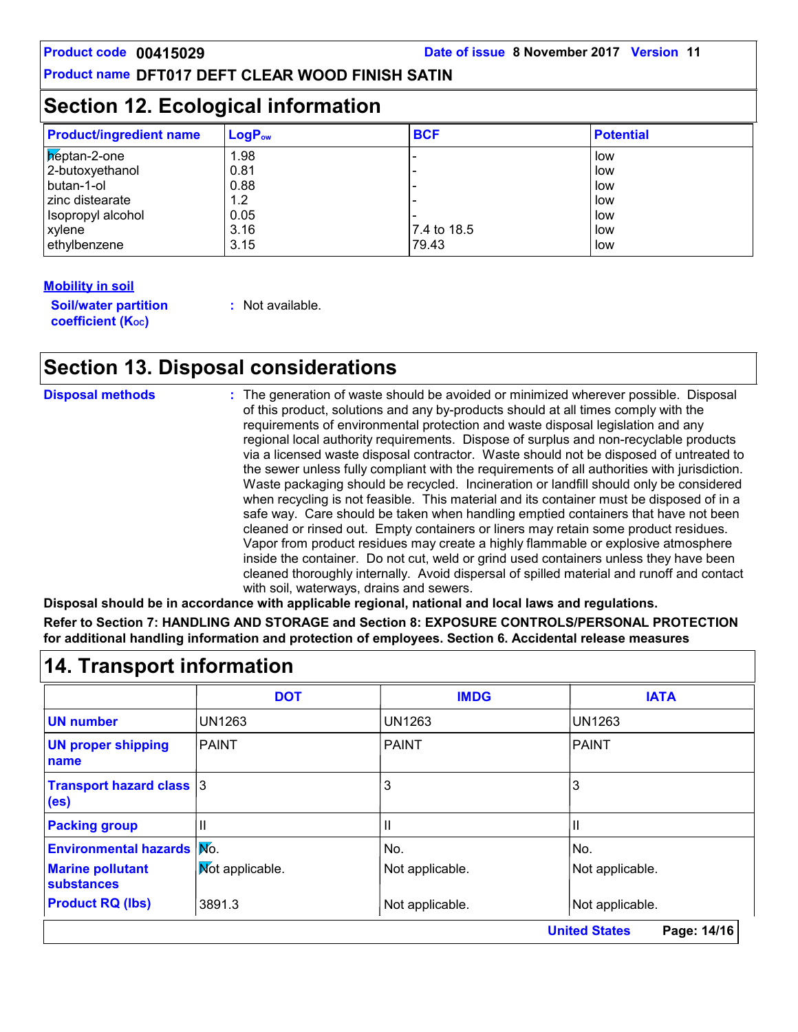## Section 12. Ecological information

| Product/ingredient name | $LogP_{ow}$ | BCF | Potential |
|---|---|---|---|
| heptan-2-one | 1.98 | - | low |
| 2-butoxyethanol | 0.81 | - | low |
| butan-1-ol | 0.88 | - | low |
| zinc distearate | 1.2 | - | low |
| Isopropyl alcohol | 0.05 | - | low |
| xylene | 3.16 | 7.4 to 18.5 | low |
| ethylbenzene | 3.15 | 79.43 | low |

**Mobility in soil**

**Soil/water partition coefficient ($K_{OC}$)** : Not available.

## Section 13. Disposal considerations

**Disposal methods** : The generation of waste should be avoided or minimized wherever possible. Disposal of this product, solutions and any by-products should at all times comply with the requirements of environmental protection and waste disposal legislation and any regional local authority requirements. Dispose of surplus and non-recyclable products via a licensed waste disposal contractor. Waste should not be disposed of untreated to the sewer unless fully compliant with the requirements of all authorities with jurisdiction. Waste packaging should be recycled. Incineration or landfill should only be considered when recycling is not feasible. This material and its container must be disposed of in a safe way. Care should be taken when handling emptied containers that have not been cleaned or rinsed out. Empty containers or liners may retain some product residues. Vapor from product residues may create a highly flammable or explosive atmosphere inside the container. Do not cut, weld or grind used containers unless they have been cleaned thoroughly internally. Avoid dispersal of spilled material and runoff and contact with soil, waterways, drains and sewers.

**Disposal should be in accordance with applicable regional, national and local laws and regulations.**

**Refer to Section 7: HANDLING AND STORAGE and Section 8: EXPOSURE CONTROLS/PERSONAL PROTECTION for additional handling information and protection of employees. Section 6. Accidental release measures**

## 14. Transport information

| | DOT | IMDG | IATA |
|---|---|---|---|
| UN number | UN1263 | UN1263 | UN1263 |
| UN proper shipping name | PAINT | PAINT | PAINT |
| Transport hazard class (es) | 3 | 3 | 3 |
| Packing group | II | II | II |
| Environmental hazards | No. | No. | No. |
| Marine pollutant substances | Not applicable. | Not applicable. | Not applicable. |
| Product RQ (lbs) | 3891.3 | Not applicable. | Not applicable. |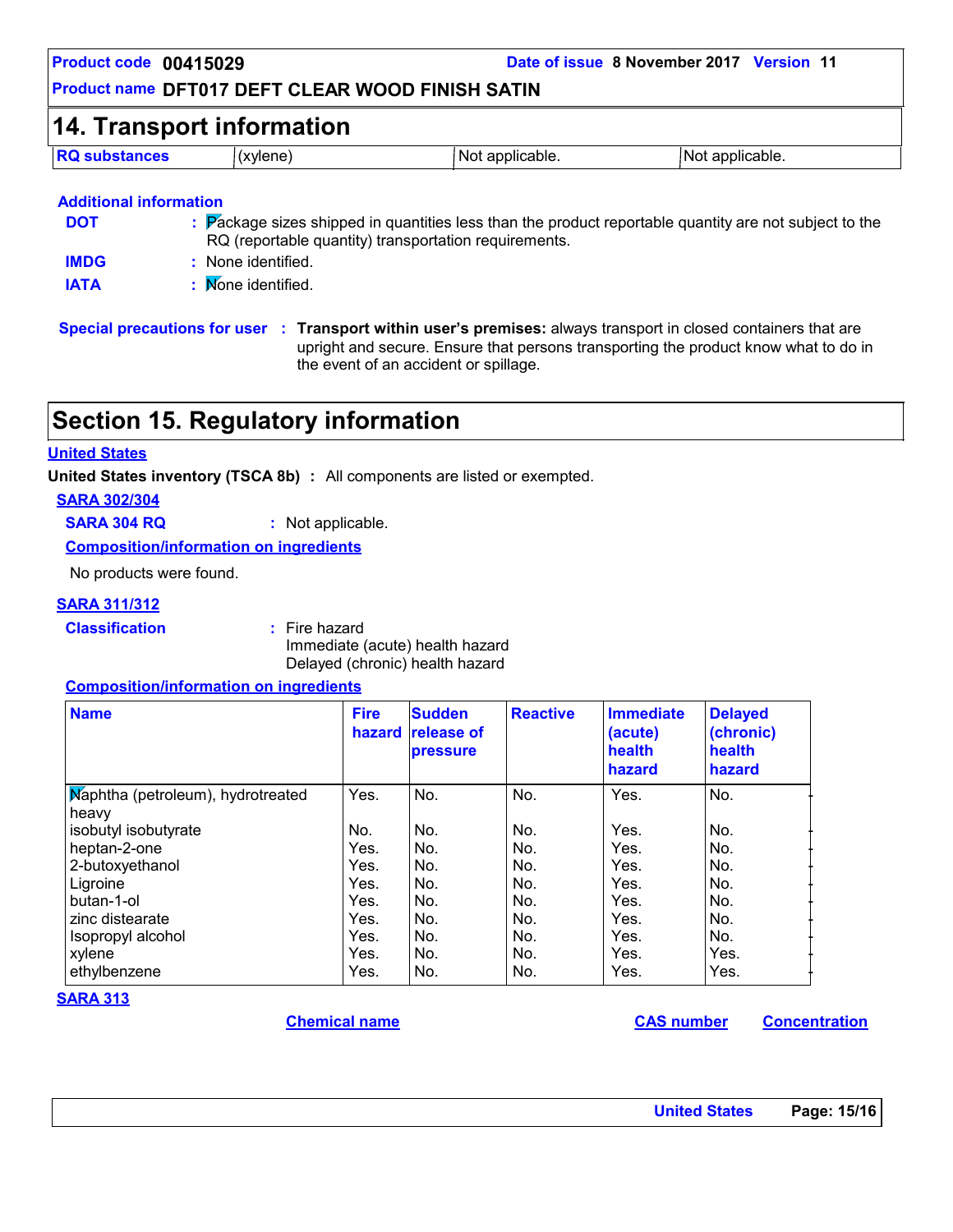Product code **00415029** Date of issue **8 November 2017** Version **11**

Product name **DFT017 DEFT CLEAR WOOD FINISH SATIN**

## 14. Transport information

| RQ substances | (xylene) | Not applicable. | Not applicable. |
|---|---|---|---|

**Additional information**

**DOT** : Package sizes shipped in quantities less than the product reportable quantity are not subject to the RQ (reportable quantity) transportation requirements.

**IMDG** : None identified.

**IATA** : None identified.

**Special precautions for user** : **Transport within user's premises:** always transport in closed containers that are upright and secure. Ensure that persons transporting the product know what to do in the event of an accident or spillage.

## Section 15. Regulatory information

**United States**

**United States inventory (TSCA 8b)** : All components are listed or exempted.

**SARA 302/304**

**SARA 304 RQ** : Not applicable.

**Composition/information on ingredients**

No products were found.

**SARA 311/312**

**Classification** : Fire hazard
Immediate (acute) health hazard
Delayed (chronic) health hazard

**Composition/information on ingredients**

| Name | Fire hazard | Sudden release of pressure | Reactive | Immediate (acute) health hazard | Delayed (chronic) health hazard |
|---|---|---|---|---|---|
| Naphtha (petroleum), hydrotreated heavy | Yes. | No. | No. | Yes. | No. |
| isobutyl isobutyrate | No. | No. | No. | Yes. | No. |
| heptan-2-one | Yes. | No. | No. | Yes. | No. |
| 2-butoxyethanol | Yes. | No. | No. | Yes. | No. |
| Ligroine | Yes. | No. | No. | Yes. | No. |
| butan-1-ol | Yes. | No. | No. | Yes. | No. |
| zinc distearate | Yes. | No. | No. | Yes. | No. |
| Isopropyl alcohol | Yes. | No. | No. | Yes. | No. |
| xylene | Yes. | No. | No. | Yes. | Yes. |
| ethylbenzene | Yes. | No. | No. | Yes. | Yes. |

**SARA 313**

| Chemical name | CAS number | Concentration |
|---|---|---|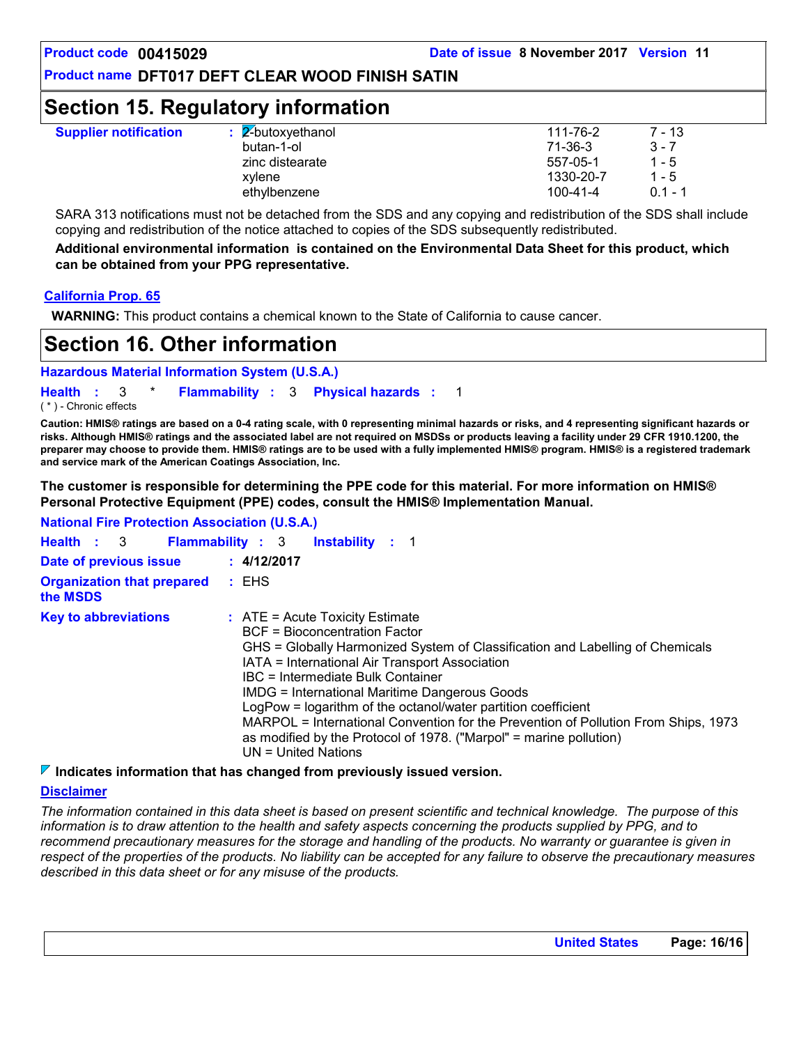**Product code** 00415029 **Date of issue** 8 November 2017 **Version** 11

**Product name** DFT017 DEFT CLEAR WOOD FINISH SATIN

## Section 15. Regulatory information

**Supplier notification** :

| | | |
|---|---|---|
| 2-butoxyethanol | 111-76-2 | 7 - 13 |
| butan-1-ol | 71-36-3 | 3 - 7 |
| zinc distearate | 557-05-1 | 1 - 5 |
| xylene | 1330-20-7 | 1 - 5 |
| ethylbenzene | 100-41-4 | 0.1 - 1 |

SARA 313 notifications must not be detached from the SDS and any copying and redistribution of the SDS shall include copying and redistribution of the notice attached to copies of the SDS subsequently redistributed.

**Additional environmental information is contained on the Environmental Data Sheet for this product, which can be obtained from your PPG representative.**

**California Prop. 65**

**WARNING:** This product contains a chemical known to the State of California to cause cancer.

## Section 16. Other information

**Hazardous Material Information System (U.S.A.)**

**Health :** 3 * **Flammability :** 3 **Physical hazards :** 1

( * ) - Chronic effects

**Caution: HMIS® ratings are based on a 0-4 rating scale, with 0 representing minimal hazards or risks, and 4 representing significant hazards or risks. Although HMIS® ratings and the associated label are not required on MSDSs or products leaving a facility under 29 CFR 1910.1200, the preparer may choose to provide them. HMIS® ratings are to be used with a fully implemented HMIS® program. HMIS® is a registered trademark and service mark of the American Coatings Association, Inc.**

**The customer is responsible for determining the PPE code for this material. For more information on HMIS® Personal Protective Equipment (PPE) codes, consult the HMIS® Implementation Manual.**

**National Fire Protection Association (U.S.A.)**

**Health :** 3 **Flammability :** 3 **Instability :** 1

**Date of previous issue** : **4/12/2017**

**Organization that prepared the MSDS** : EHS

**Key to abbreviations** :
ATE = Acute Toxicity Estimate
BCF = Bioconcentration Factor
GHS = Globally Harmonized System of Classification and Labelling of Chemicals
IATA = International Air Transport Association
IBC = Intermediate Bulk Container
IMDG = International Maritime Dangerous Goods
LogPow = logarithm of the octanol/water partition coefficient
MARPOL = International Convention for the Prevention of Pollution From Ships, 1973 as modified by the Protocol of 1978. ("Marpol" = marine pollution)
UN = United Nations

**Indicates information that has changed from previously issued version.**

**Disclaimer**

*The information contained in this data sheet is based on present scientific and technical knowledge. The purpose of this information is to draw attention to the health and safety aspects concerning the products supplied by PPG, and to recommend precautionary measures for the storage and handling of the products. No warranty or guarantee is given in respect of the properties of the products. No liability can be accepted for any failure to observe the precautionary measures described in this data sheet or for any misuse of the products.*